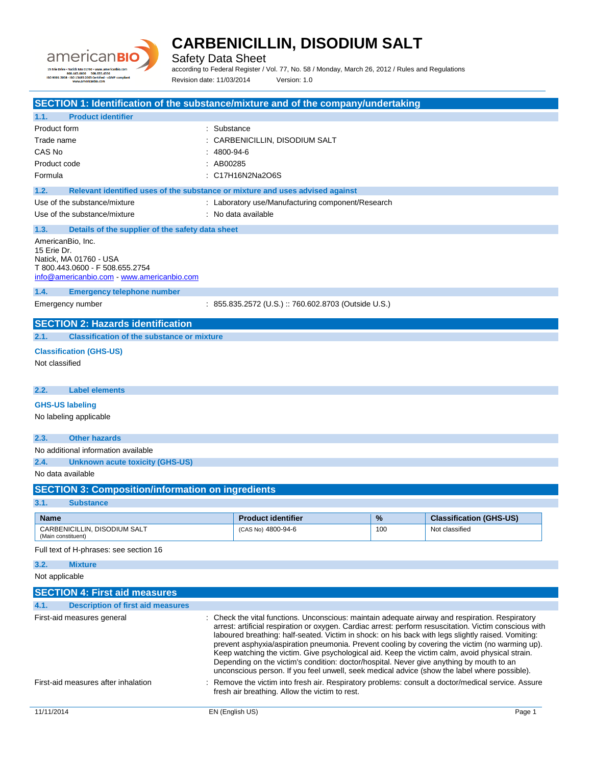# CARBENICILLIN, DISODIUM SALT

Safety Data Sheet

according to Federal Register / Vol. 77, No. 58 / Monday, March 26, 2012 / Rules and Regulations

Revision date: 11/03/2014 Version: 1.0

## SECTION 1: Identification of the substance/mixture and of the company/undertaking

### 1.1. Product identifier

| | |
|---|---|
| Product form | : Substance |
| Trade name | : CARBENICILLIN, DISODIUM SALT |
| CAS No | : 4800-94-6 |
| Product code | : AB00285 |
| Formula | : $C_{17}H_{16}N_2Na_2O_6S$ |

### 1.2. Relevant identified uses of the substance or mixture and uses advised against

| | |
|---|---|
| Use of the substance/mixture | : Laboratory use/Manufacturing component/Research |
| Use of the substance/mixture | : No data available |

### 1.3. Details of the supplier of the safety data sheet

AmericanBio, Inc.
15 Erie Dr.
Natick, MA 01760 - USA
T 800.443.0600 - F 508.655.2754
info@americanbio.com - www.americanbio.com

### 1.4. Emergency telephone number

| | |
|---|---|
| Emergency number | : 855.835.2572 (U.S.) :: 760.602.8703 (Outside U.S.) |

## SECTION 2: Hazards identification

### 2.1. Classification of the substance or mixture

**Classification (GHS-US)**

Not classified

### 2.2. Label elements

**GHS-US labeling**

No labeling applicable

### 2.3. Other hazards

No additional information available

### 2.4. Unknown acute toxicity (GHS-US)

No data available

## SECTION 3: Composition/information on ingredients

### 3.1. Substance

| Name | Product identifier | % | Classification (GHS-US) |
|---|---|---|---|
| CARBENICILLIN, DISODIUM SALT (Main constituent) | (CAS No) 4800-94-6 | 100 | Not classified |

Full text of H-phrases: see section 16

### 3.2. Mixture

Not applicable

## SECTION 4: First aid measures

### 4.1. Description of first aid measures

| | |
|---|---|
| First-aid measures general | : Check the vital functions. Unconscious: maintain adequate airway and respiration. Respiratory arrest: artificial respiration or oxygen. Cardiac arrest: perform resuscitation. Victim conscious with laboured breathing: half-seated. Victim in shock: on his back with legs slightly raised. Vomiting: prevent asphyxia/aspiration pneumonia. Prevent cooling by covering the victim (no warming up). Keep watching the victim. Give psychological aid. Keep the victim calm, avoid physical strain. Depending on the victim's condition: doctor/hospital. Never give anything by mouth to an unconscious person. If you feel unwell, seek medical advice (show the label where possible). |
| First-aid measures after inhalation | : Remove the victim into fresh air. Respiratory problems: consult a doctor/medical service. Assure fresh air breathing. Allow the victim to rest. |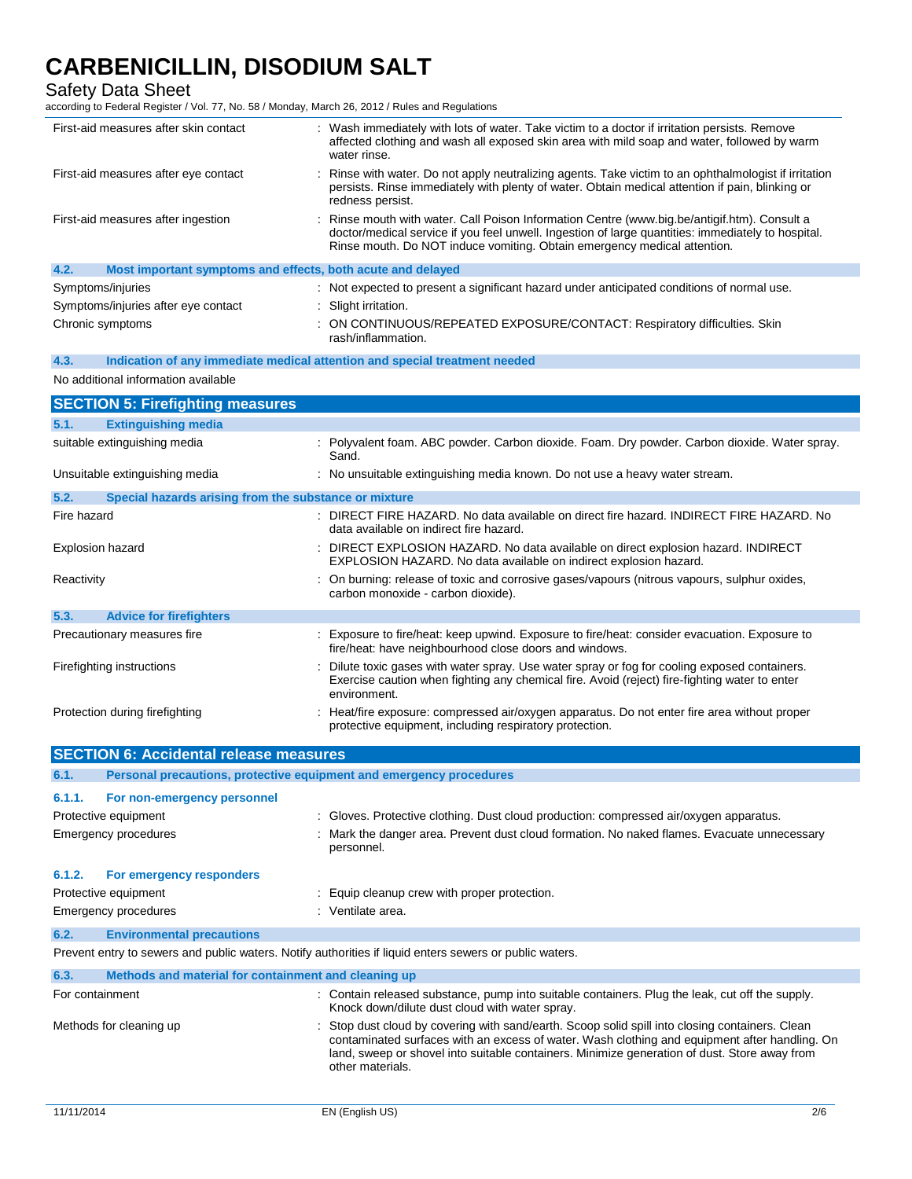| | |
|---|---|
| First-aid measures after skin contact | : Wash immediately with lots of water. Take victim to a doctor if irritation persists. Remove affected clothing and wash all exposed skin area with mild soap and water, followed by warm water rinse. |
| First-aid measures after eye contact | : Rinse with water. Do not apply neutralizing agents. Take victim to an ophthalmologist if irritation persists. Rinse immediately with plenty of water. Obtain medical attention if pain, blinking or redness persist. |
| First-aid measures after ingestion | : Rinse mouth with water. Call Poison Information Centre (www.big.be/antigif.htm). Consult a doctor/medical service if you feel unwell. Ingestion of large quantities: immediately to hospital. Rinse mouth. Do NOT induce vomiting. Obtain emergency medical attention. |

### 4.2. Most important symptoms and effects, both acute and delayed

| | |
|---|---|
| Symptoms/injuries | : Not expected to present a significant hazard under anticipated conditions of normal use. |
| Symptoms/injuries after eye contact | : Slight irritation. |
| Chronic symptoms | : ON CONTINUOUS/REPEATED EXPOSURE/CONTACT: Respiratory difficulties. Skin rash/inflammation. |

### 4.3. Indication of any immediate medical attention and special treatment needed

No additional information available

## SECTION 5: Firefighting measures

### 5.1. Extinguishing media

| | |
|---|---|
| suitable extinguishing media | : Polyvalent foam. ABC powder. Carbon dioxide. Foam. Dry powder. Carbon dioxide. Water spray. Sand. |
| Unsuitable extinguishing media | : No unsuitable extinguishing media known. Do not use a heavy water stream. |

### 5.2. Special hazards arising from the substance or mixture

| | |
|---|---|
| Fire hazard | : DIRECT FIRE HAZARD. No data available on direct fire hazard. INDIRECT FIRE HAZARD. No data available on indirect fire hazard. |
| Explosion hazard | : DIRECT EXPLOSION HAZARD. No data available on direct explosion hazard. INDIRECT EXPLOSION HAZARD. No data available on indirect explosion hazard. |
| Reactivity | : On burning: release of toxic and corrosive gases/vapours (nitrous vapours, sulphur oxides, carbon monoxide - carbon dioxide). |

### 5.3. Advice for firefighters

| | |
|---|---|
| Precautionary measures fire | : Exposure to fire/heat: keep upwind. Exposure to fire/heat: consider evacuation. Exposure to fire/heat: have neighbourhood close doors and windows. |
| Firefighting instructions | : Dilute toxic gases with water spray. Use water spray or fog for cooling exposed containers. Exercise caution when fighting any chemical fire. Avoid (reject) fire-fighting water to enter environment. |
| Protection during firefighting | : Heat/fire exposure: compressed air/oxygen apparatus. Do not enter fire area without proper protective equipment, including respiratory protection. |

## SECTION 6: Accidental release measures

### 6.1. Personal precautions, protective equipment and emergency procedures

#### 6.1.1. For non-emergency personnel

| | |
|---|---|
| Protective equipment | : Gloves. Protective clothing. Dust cloud production: compressed air/oxygen apparatus. |
| Emergency procedures | : Mark the danger area. Prevent dust cloud formation. No naked flames. Evacuate unnecessary personnel. |

#### 6.1.2. For emergency responders

| | |
|---|---|
| Protective equipment | : Equip cleanup crew with proper protection. |
| Emergency procedures | : Ventilate area. |

### 6.2. Environmental precautions

Prevent entry to sewers and public waters. Notify authorities if liquid enters sewers or public waters.

### 6.3. Methods and material for containment and cleaning up

| | |
|---|---|
| For containment | : Contain released substance, pump into suitable containers. Plug the leak, cut off the supply. Knock down/dilute dust cloud with water spray. |
| Methods for cleaning up | : Stop dust cloud by covering with sand/earth. Scoop solid spill into closing containers. Clean contaminated surfaces with an excess of water. Wash clothing and equipment after handling. On land, sweep or shovel into suitable containers. Minimize generation of dust. Store away from other materials. |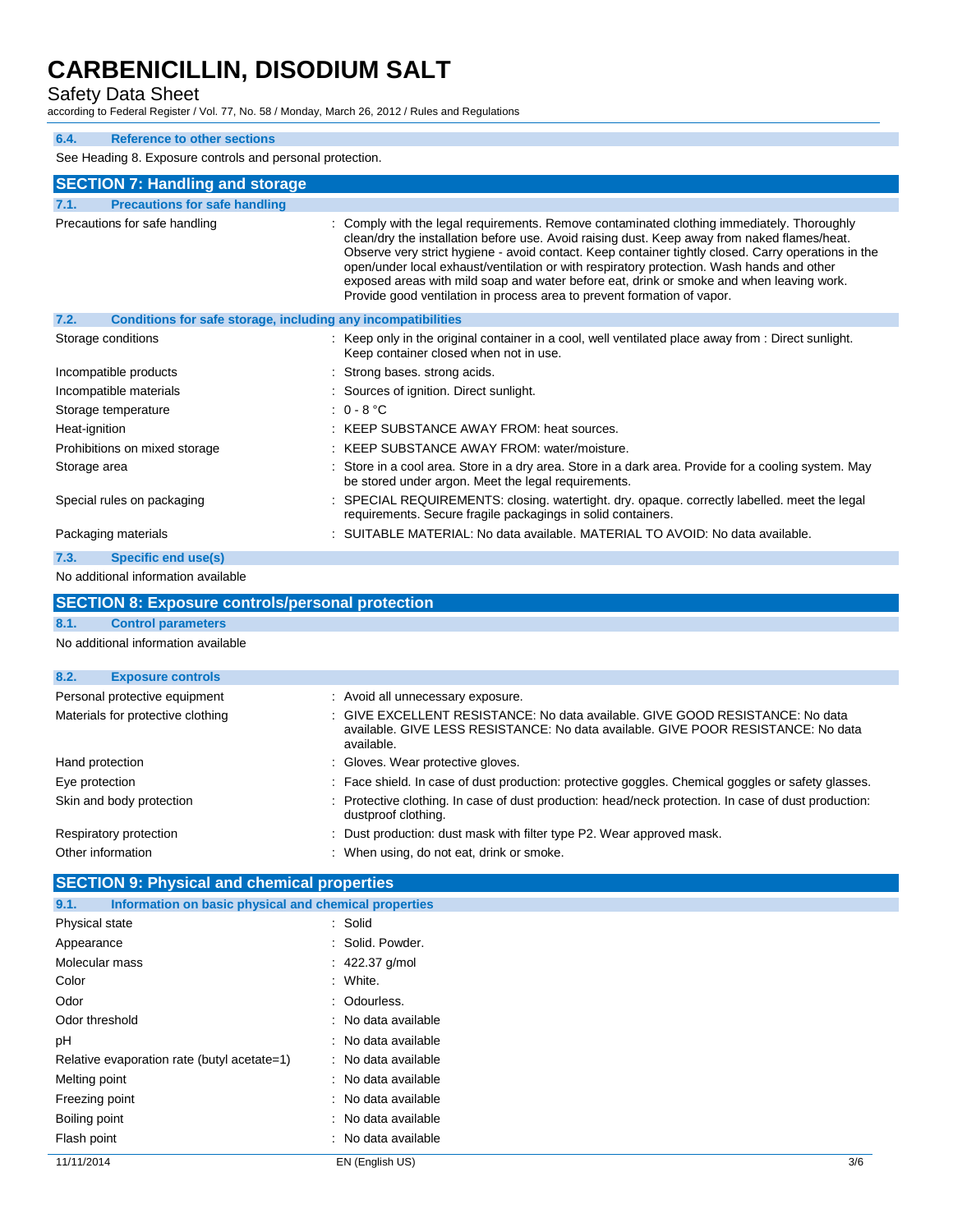### 6.4. Reference to other sections

See Heading 8. Exposure controls and personal protection.

## SECTION 7: Handling and storage

### 7.1. Precautions for safe handling

| | |
|---|---|
| Precautions for safe handling | : Comply with the legal requirements. Remove contaminated clothing immediately. Thoroughly clean/dry the installation before use. Avoid raising dust. Keep away from naked flames/heat. Observe very strict hygiene - avoid contact. Keep container tightly closed. Carry operations in the open/under local exhaust/ventilation or with respiratory protection. Wash hands and other exposed areas with mild soap and water before eat, drink or smoke and when leaving work. Provide good ventilation in process area to prevent formation of vapor. |

### 7.2. Conditions for safe storage, including any incompatibilities

| | |
|---|---|
| Storage conditions | : Keep only in the original container in a cool, well ventilated place away from : Direct sunlight. Keep container closed when not in use. |
| Incompatible products | : Strong bases. strong acids. |
| Incompatible materials | : Sources of ignition. Direct sunlight. |
| Storage temperature | : 0 - 8 °C |
| Heat-ignition | : KEEP SUBSTANCE AWAY FROM: heat sources. |
| Prohibitions on mixed storage | : KEEP SUBSTANCE AWAY FROM: water/moisture. |
| Storage area | : Store in a cool area. Store in a dry area. Store in a dark area. Provide for a cooling system. May be stored under argon. Meet the legal requirements. |
| Special rules on packaging | : SPECIAL REQUIREMENTS: closing. watertight. dry. opaque. correctly labelled. meet the legal requirements. Secure fragile packagings in solid containers. |
| Packaging materials | : SUITABLE MATERIAL: No data available. MATERIAL TO AVOID: No data available. |

### 7.3. Specific end use(s)

No additional information available

## SECTION 8: Exposure controls/personal protection

### 8.1. Control parameters

No additional information available

### 8.2. Exposure controls

| | |
|---|---|
| Personal protective equipment | : Avoid all unnecessary exposure. |
| Materials for protective clothing | : GIVE EXCELLENT RESISTANCE: No data available. GIVE GOOD RESISTANCE: No data available. GIVE LESS RESISTANCE: No data available. GIVE POOR RESISTANCE: No data available. |
| Hand protection | : Gloves. Wear protective gloves. |
| Eye protection | : Face shield. In case of dust production: protective goggles. Chemical goggles or safety glasses. |
| Skin and body protection | : Protective clothing. In case of dust production: head/neck protection. In case of dust production: dustproof clothing. |
| Respiratory protection | : Dust production: dust mask with filter type P2. Wear approved mask. |
| Other information | : When using, do not eat, drink or smoke. |

## SECTION 9: Physical and chemical properties

### 9.1. Information on basic physical and chemical properties

| | |
|---|---|
| Physical state | : Solid |
| Appearance | : Solid. Powder. |
| Molecular mass | : 422.37 g/mol |
| Color | : White. |
| Odor | : Odourless. |
| Odor threshold | : No data available |
| pH | : No data available |
| Relative evaporation rate (butyl acetate=1) | : No data available |
| Melting point | : No data available |
| Freezing point | : No data available |
| Boiling point | : No data available |
| Flash point | : No data available |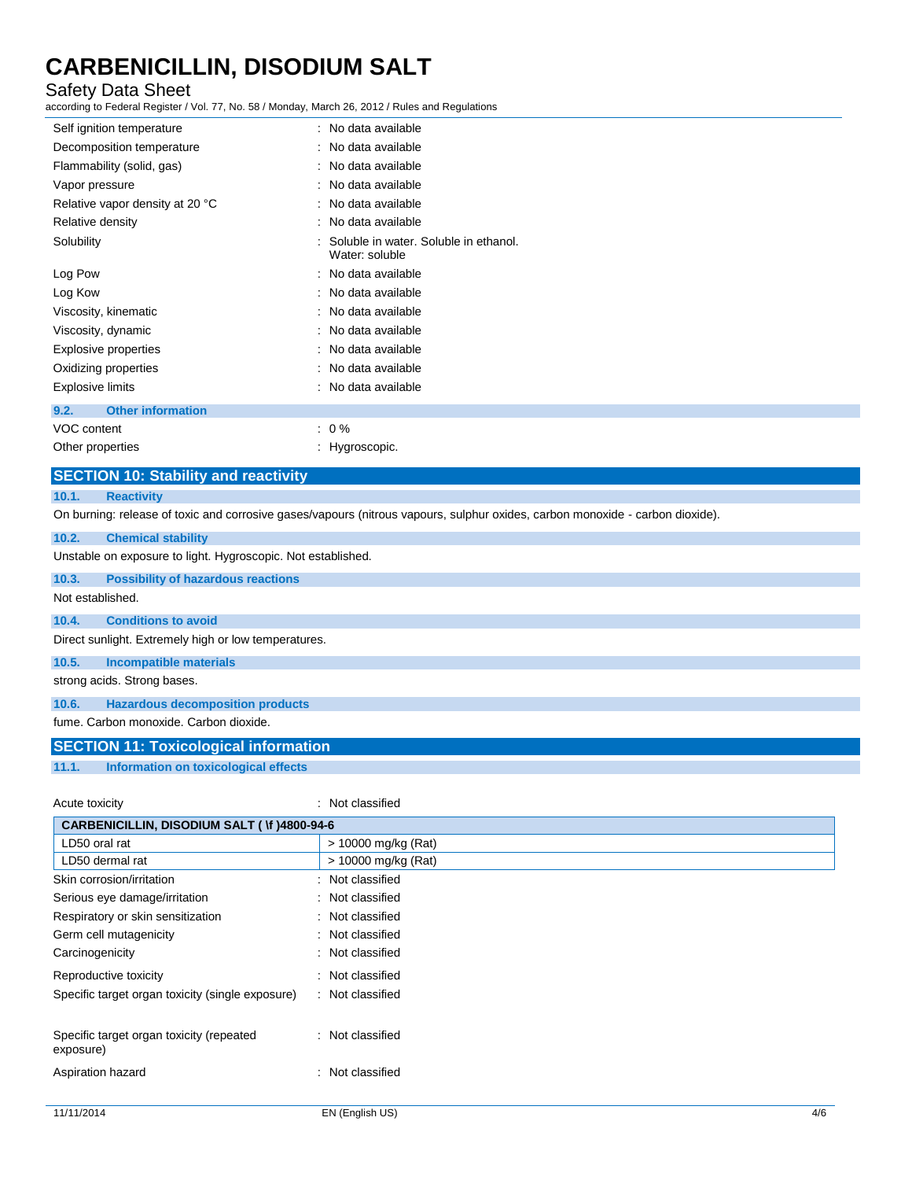| | | |
|---|---|---|
| Self ignition temperature | : | No data available |
| Decomposition temperature | : | No data available |
| Flammability (solid, gas) | : | No data available |
| Vapor pressure | : | No data available |
| Relative vapor density at 20 °C | : | No data available |
| Relative density | : | No data available |
| Solubility | : | Soluble in water. Soluble in ethanol. Water: soluble |
| Log Pow | : | No data available |
| Log Kow | : | No data available |
| Viscosity, kinematic | : | No data available |
| Viscosity, dynamic | : | No data available |
| Explosive properties | : | No data available |
| Oxidizing properties | : | No data available |
| Explosive limits | : | No data available |

### 9.2. Other information

| | | |
|---|---|---|
| VOC content | : | 0 % |
| Other properties | : | Hygroscopic. |

## SECTION 10: Stability and reactivity

### 10.1. Reactivity

On burning: release of toxic and corrosive gases/vapours (nitrous vapours, sulphur oxides, carbon monoxide - carbon dioxide).

### 10.2. Chemical stability

Unstable on exposure to light. Hygroscopic. Not established.

### 10.3. Possibility of hazardous reactions

Not established.

### 10.4. Conditions to avoid

Direct sunlight. Extremely high or low temperatures.

### 10.5. Incompatible materials

strong acids. Strong bases.

### 10.6. Hazardous decomposition products

fume. Carbon monoxide. Carbon dioxide.

## SECTION 11: Toxicological information

### 11.1. Information on toxicological effects

| | | |
|---|---|---|
| Acute toxicity | : | Not classified |

| CARBENICILLIN, DISODIUM SALT ( \f )4800-94-6 | |
|---|---|
| LD50 oral rat | > 10000 mg/kg (Rat) |
| LD50 dermal rat | > 10000 mg/kg (Rat) |

| | | |
|---|---|---|
| Skin corrosion/irritation | : | Not classified |
| Serious eye damage/irritation | : | Not classified |
| Respiratory or skin sensitization | : | Not classified |
| Germ cell mutagenicity | : | Not classified |
| Carcinogenicity | : | Not classified |
| Reproductive toxicity | : | Not classified |
| Specific target organ toxicity (single exposure) | : | Not classified |
| Specific target organ toxicity (repeated exposure) | : | Not classified |
| Aspiration hazard | : | Not classified |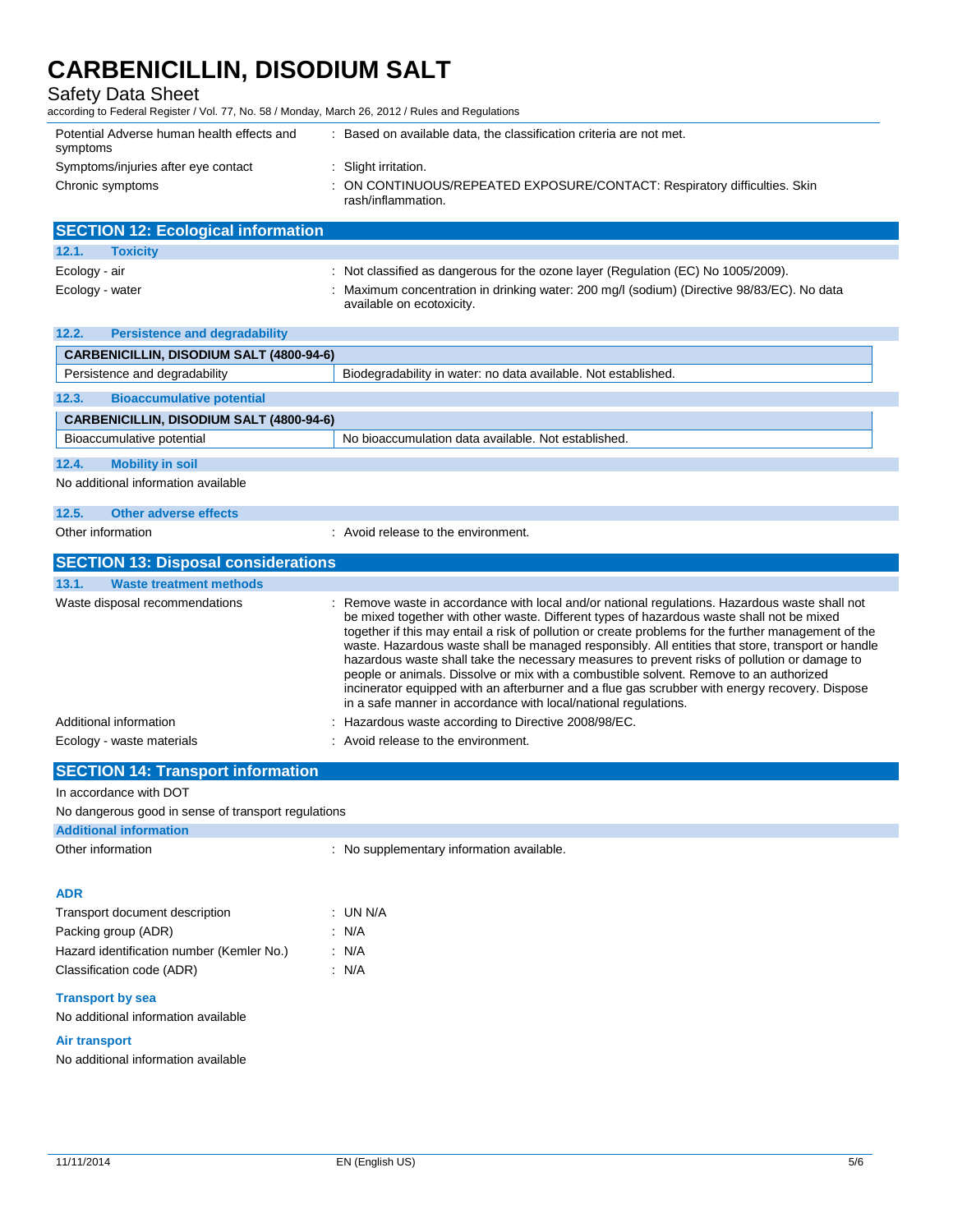| | |
|---|---|
| Potential Adverse human health effects and symptoms | : Based on available data, the classification criteria are not met. |
| Symptoms/injuries after eye contact | : Slight irritation. |
| Chronic symptoms | : ON CONTINUOUS/REPEATED EXPOSURE/CONTACT: Respiratory difficulties. Skin rash/inflammation. |

## SECTION 12: Ecological information

### 12.1. Toxicity

| | |
|---|---|
| Ecology - air | : Not classified as dangerous for the ozone layer (Regulation (EC) No 1005/2009). |
| Ecology - water | : Maximum concentration in drinking water: 200 mg/l (sodium) (Directive 98/83/EC). No data available on ecotoxicity. |

### 12.2. Persistence and degradability

| CARBENICILLIN, DISODIUM SALT (4800-94-6) | |
|---|---|
| Persistence and degradability | Biodegradability in water: no data available. Not established. |

### 12.3. Bioaccumulative potential

| CARBENICILLIN, DISODIUM SALT (4800-94-6) | |
|---|---|
| Bioaccumulative potential | No bioaccumulation data available. Not established. |

### 12.4. Mobility in soil

No additional information available

### 12.5. Other adverse effects

| | |
|---|---|
| Other information | : Avoid release to the environment. |

## SECTION 13: Disposal considerations

### 13.1. Waste treatment methods

| | |
|---|---|
| Waste disposal recommendations | : Remove waste in accordance with local and/or national regulations. Hazardous waste shall not be mixed together with other waste. Different types of hazardous waste shall not be mixed together if this may entail a risk of pollution or create problems for the further management of the waste. Hazardous waste shall be managed responsibly. All entities that store, transport or handle hazardous waste shall take the necessary measures to prevent risks of pollution or damage to people or animals. Dissolve or mix with a combustible solvent. Remove to an authorized incinerator equipped with an afterburner and a flue gas scrubber with energy recovery. Dispose in a safe manner in accordance with local/national regulations. |
| Additional information | : Hazardous waste according to Directive 2008/98/EC. |
| Ecology - waste materials | : Avoid release to the environment. |

## SECTION 14: Transport information

In accordance with DOT

No dangerous good in sense of transport regulations

**Additional information**

| | |
|---|---|
| Other information | : No supplementary information available. |

**ADR**

| | |
|---|---|
| Transport document description | : UN N/A |
| Packing group (ADR) | : N/A |
| Hazard identification number (Kemler No.) | : N/A |
| Classification code (ADR) | : N/A |

**Transport by sea**

No additional information available

**Air transport**

No additional information available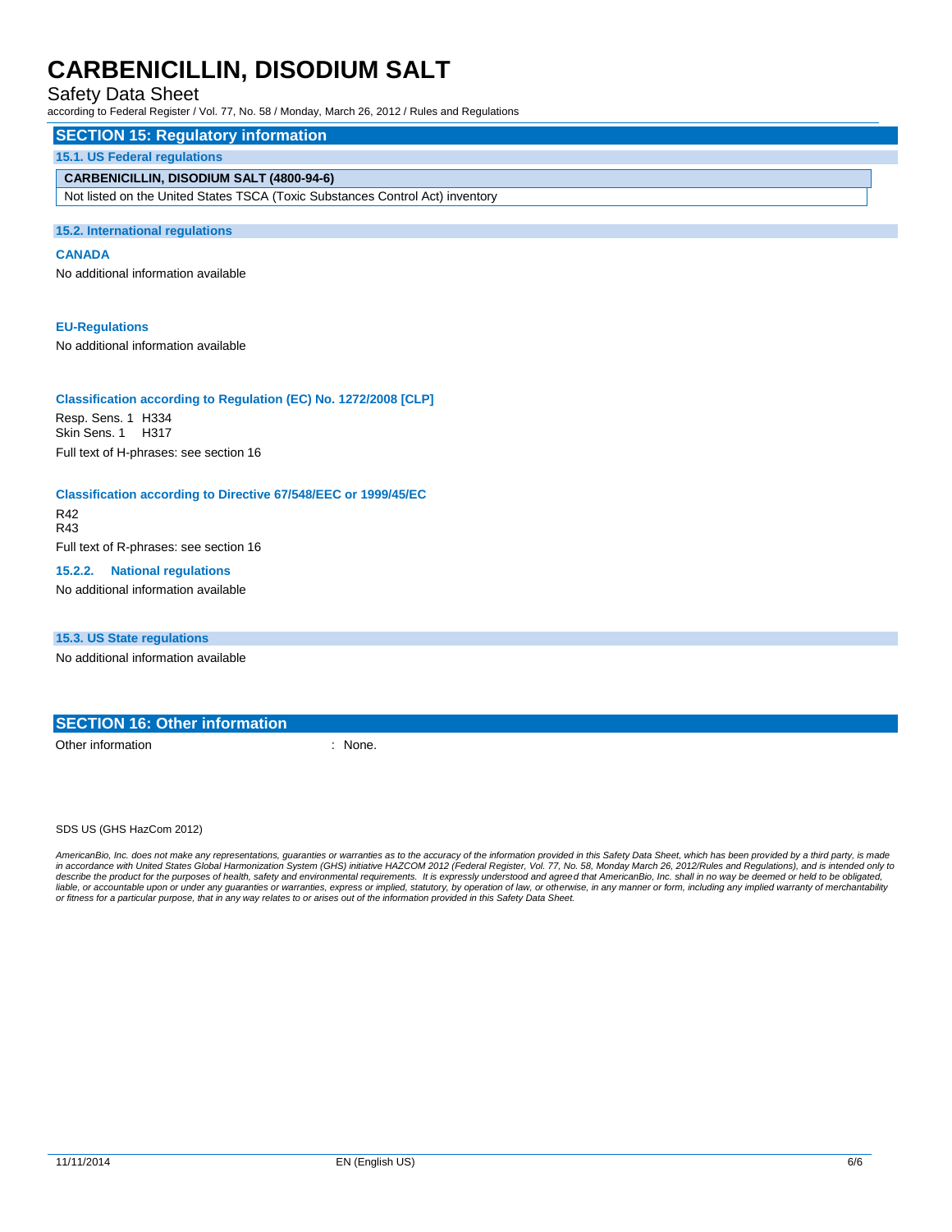## SECTION 15: Regulatory information

### 15.1. US Federal regulations

| CARBENICILLIN, DISODIUM SALT (4800-94-6) |
|---|
| Not listed on the United States TSCA (Toxic Substances Control Act) inventory |

### 15.2. International regulations

**CANADA**

No additional information available

**EU-Regulations**

No additional information available

**Classification according to Regulation (EC) No. 1272/2008 [CLP]**

Resp. Sens. 1 H334
Skin Sens. 1 H317

Full text of H-phrases: see section 16

**Classification according to Directive 67/548/EEC or 1999/45/EC**

R42
R43

Full text of R-phrases: see section 16

**15.2.2. National regulations**

No additional information available

### 15.3. US State regulations

No additional information available

## SECTION 16: Other information

Other information : None.

SDS US (GHS HazCom 2012)

*AmericanBio, Inc. does not make any representations, guaranties or warranties as to the accuracy of the information provided in this Safety Data Sheet, which has been provided by a third party, is made in accordance with United States Global Harmonization System (GHS) initiative HAZCOM 2012 (Federal Register, Vol. 77, No. 58, Monday March 26, 2012/Rules and Regulations), and is intended only to describe the product for the purposes of health, safety and environmental requirements. It is expressly understood and agreed that AmericanBio, Inc. shall in no way be deemed or held to be obligated, liable, or accountable upon or under any guaranties or warranties, express or implied, statutory, by operation of law, or otherwise, in any manner or form, including any implied warranty of merchantability or fitness for a particular purpose, that in any way relates to or arises out of the information provided in this Safety Data Sheet.*